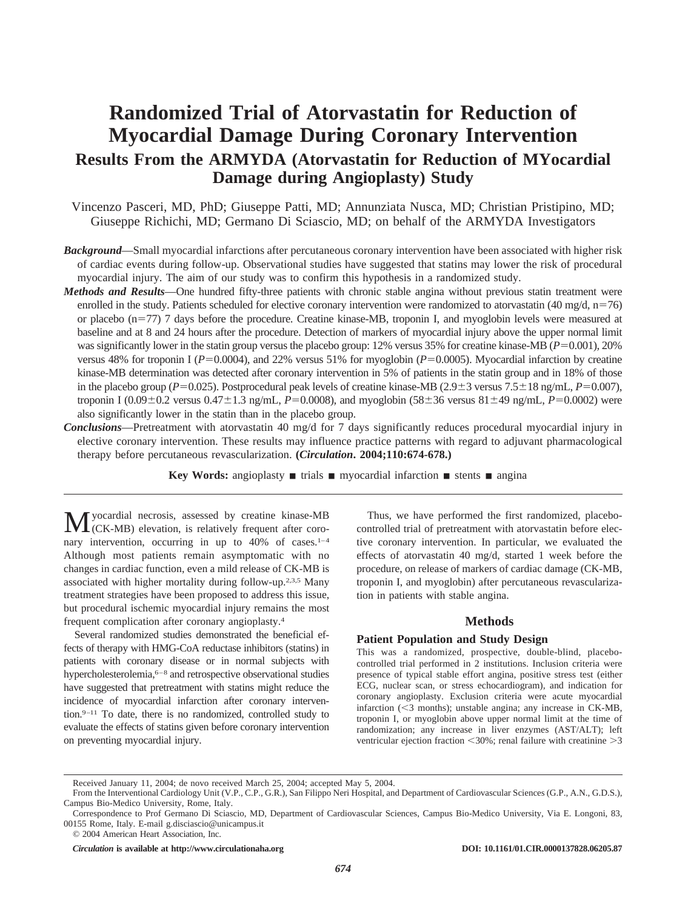# Randomized Trial of Atorvastatin for Reduction of Myocardial Damage During Coronary Intervention

## Results From the ARMYDA (Atorvastatin for Reduction of MYocardial Damage during Angioplasty) Study

Vincenzo Pasceri, MD, PhD; Giuseppe Patti, MD; Annunziata Nusca, MD; Christian Pristipino, MD; Giuseppe Richichi, MD; Germano Di Sciascio, MD; on behalf of the ARMYDA Investigators

***Background***—Small myocardial infarctions after percutaneous coronary intervention have been associated with higher risk of cardiac events during follow-up. Observational studies have suggested that statins may lower the risk of procedural myocardial injury. The aim of our study was to confirm this hypothesis in a randomized study.

***Methods and Results***—One hundred fifty-three patients with chronic stable angina without previous statin treatment were enrolled in the study. Patients scheduled for elective coronary intervention were randomized to atorvastatin (40 mg/d, n=76) or placebo (n=77) 7 days before the procedure. Creatine kinase-MB, troponin I, and myoglobin levels were measured at baseline and at 8 and 24 hours after the procedure. Detection of markers of myocardial injury above the upper normal limit was significantly lower in the statin group versus the placebo group: 12% versus 35% for creatine kinase-MB (*P*=0.001), 20% versus 48% for troponin I (*P*=0.0004), and 22% versus 51% for myoglobin (*P*=0.0005). Myocardial infarction by creatine kinase-MB determination was detected after coronary intervention in 5% of patients in the statin group and in 18% of those in the placebo group (*P*=0.025). Postprocedural peak levels of creatine kinase-MB (2.9±3 versus 7.5±18 ng/mL, *P*=0.007), troponin I (0.09±0.2 versus 0.47±1.3 ng/mL, *P*=0.0008), and myoglobin (58±36 versus 81±49 ng/mL, *P*=0.0002) were also significantly lower in the statin than in the placebo group.

***Conclusions***—Pretreatment with atorvastatin 40 mg/d for 7 days significantly reduces procedural myocardial injury in elective coronary intervention. These results may influence practice patterns with regard to adjuvant pharmacological therapy before percutaneous revascularization. **(*Circulation*. 2004;110:674-678.)**

**Key Words:** angioplasty ■ trials ■ myocardial infarction ■ stents ■ angina

Myocardial necrosis, assessed by creatine kinase-MB (CK-MB) elevation, is relatively frequent after coronary intervention, occurring in up to 40% of cases.[1–4] Although most patients remain asymptomatic with no changes in cardiac function, even a mild release of CK-MB is associated with higher mortality during follow-up.[2,3,5] Many treatment strategies have been proposed to address this issue, but procedural ischemic myocardial injury remains the most frequent complication after coronary angioplasty.[4]

Several randomized studies demonstrated the beneficial effects of therapy with HMG-CoA reductase inhibitors (statins) in patients with coronary disease or in normal subjects with hypercholesterolemia,[6–8] and retrospective observational studies have suggested that pretreatment with statins might reduce the incidence of myocardial infarction after coronary intervention.[9–11] To date, there is no randomized, controlled study to evaluate the effects of statins given before coronary intervention on preventing myocardial injury.

Thus, we have performed the first randomized, placebo-controlled trial of pretreatment with atorvastatin before elective coronary intervention. In particular, we evaluated the effects of atorvastatin 40 mg/d, started 1 week before the procedure, on release of markers of cardiac damage (CK-MB, troponin I, and myoglobin) after percutaneous revascularization in patients with stable angina.

## Methods

### Patient Population and Study Design

This was a randomized, prospective, double-blind, placebo-controlled trial performed in 2 institutions. Inclusion criteria were presence of typical stable effort angina, positive stress test (either ECG, nuclear scan, or stress echocardiogram), and indication for coronary angioplasty. Exclusion criteria were acute myocardial infarction (<3 months); unstable angina; any increase in CK-MB, troponin I, or myoglobin above upper normal limit at the time of randomization; any increase in liver enzymes (AST/ALT); left ventricular ejection fraction <30%; renal failure with creatinine >3

Received January 11, 2004; de novo received March 25, 2004; accepted May 5, 2004.

From the Interventional Cardiology Unit (V.P., C.P., G.R.), San Filippo Neri Hospital, and Department of Cardiovascular Sciences (G.P., A.N., G.D.S.), Campus Bio-Medico University, Rome, Italy.

Correspondence to Prof Germano Di Sciascio, MD, Department of Cardiovascular Sciences, Campus Bio-Medico University, Via E. Longoni, 83, 00155 Rome, Italy. E-mail g.disciascio@unicampus.it

© 2004 American Heart Association, Inc.

*Circulation* **is available at http://www.circulationaha.org** **DOI: 10.1161/01.CIR.0000137828.06205.87**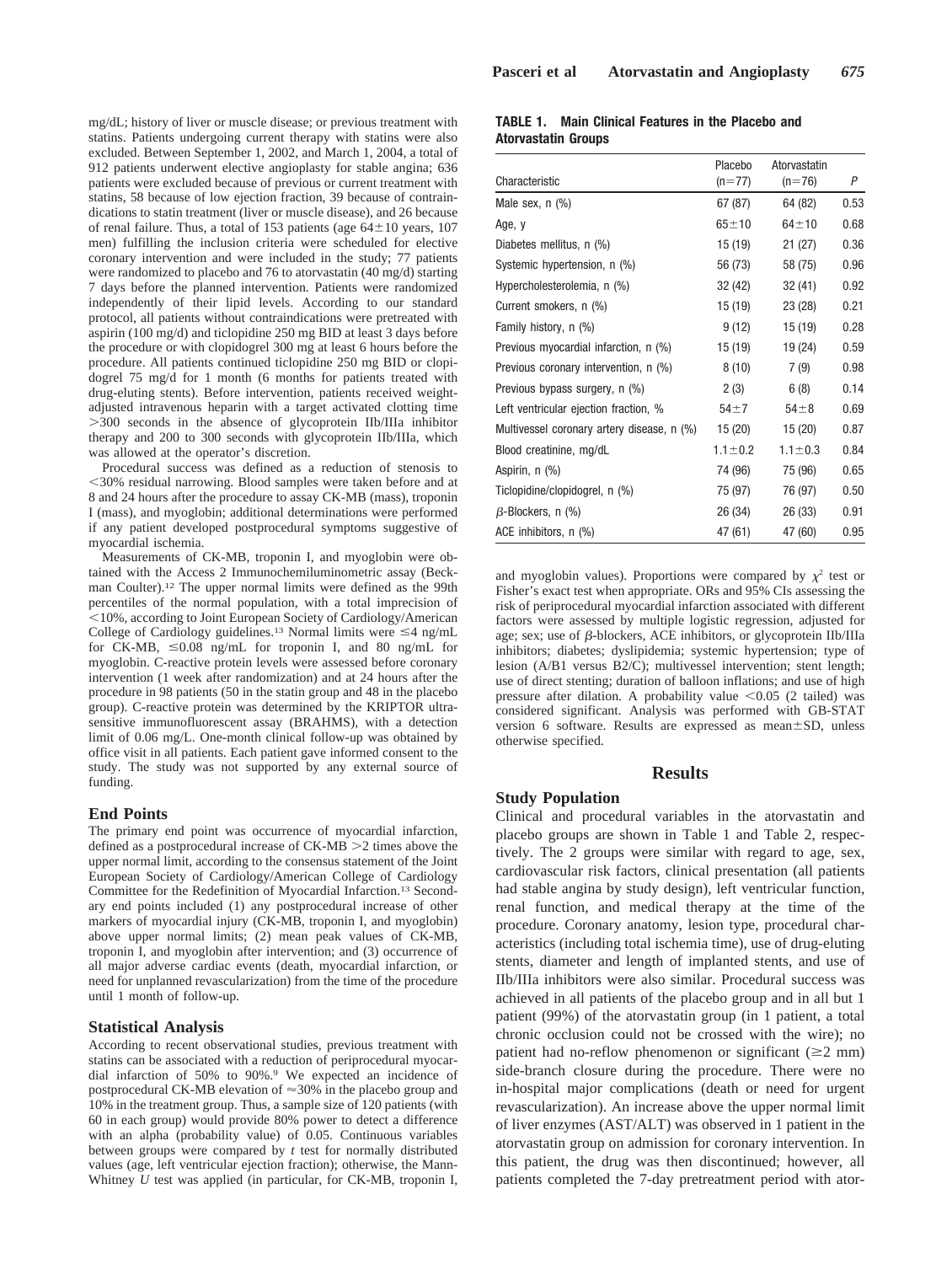mg/dL; history of liver or muscle disease; or previous treatment with statins. Patients undergoing current therapy with statins were also excluded. Between September 1, 2002, and March 1, 2004, a total of 912 patients underwent elective angioplasty for stable angina; 636 patients were excluded because of previous or current treatment with statins, 58 because of low ejection fraction, 39 because of contraindications to statin treatment (liver or muscle disease), and 26 because of renal failure. Thus, a total of 153 patients (age 64±10 years, 107 men) fulfilling the inclusion criteria were scheduled for elective coronary intervention and were included in the study; 77 patients were randomized to placebo and 76 to atorvastatin (40 mg/d) starting 7 days before the planned intervention. Patients were randomized independently of their lipid levels. According to our standard protocol, all patients without contraindications were pretreated with aspirin (100 mg/d) and ticlopidine 250 mg BID at least 3 days before the procedure or with clopidogrel 300 mg at least 6 hours before the procedure. All patients continued ticlopidine 250 mg BID or clopidogrel 75 mg/d for 1 month (6 months for patients treated with drug-eluting stents). Before intervention, patients received weight-adjusted intravenous heparin with a target activated clotting time >300 seconds in the absence of glycoprotein IIb/IIIa inhibitor therapy and 200 to 300 seconds with glycoprotein IIb/IIIa, which was allowed at the operator's discretion.

Procedural success was defined as a reduction of stenosis to <30% residual narrowing. Blood samples were taken before and at 8 and 24 hours after the procedure to assay CK-MB (mass), troponin I (mass), and myoglobin; additional determinations were performed if any patient developed postprocedural symptoms suggestive of myocardial ischemia.

Measurements of CK-MB, troponin I, and myoglobin were obtained with the Access 2 Immunochemiluminometric assay (Beckman Coulter).[12] The upper normal limits were defined as the 99th percentiles of the normal population, with a total imprecision of <10%, according to Joint European Society of Cardiology/American College of Cardiology guidelines.[13] Normal limits were ≤4 ng/mL for CK-MB, ≤0.08 ng/mL for troponin I, and 80 ng/mL for myoglobin. C-reactive protein levels were assessed before coronary intervention (1 week after randomization) and at 24 hours after the procedure in 98 patients (50 in the statin group and 48 in the placebo group). C-reactive protein was determined by the KRIPTOR ultrasensitive immunofluorescent assay (BRAHMS), with a detection limit of 0.06 mg/L. One-month clinical follow-up was obtained by office visit in all patients. Each patient gave informed consent to the study. The study was not supported by any external source of funding.

## End Points

The primary end point was occurrence of myocardial infarction, defined as a postprocedural increase of CK-MB >2 times above the upper normal limit, according to the consensus statement of the Joint European Society of Cardiology/American College of Cardiology Committee for the Redefinition of Myocardial Infarction.[13] Secondary end points included (1) any postprocedural increase of other markers of myocardial injury (CK-MB, troponin I, and myoglobin) above upper normal limits; (2) mean peak values of CK-MB, troponin I, and myoglobin after intervention; and (3) occurrence of all major adverse cardiac events (death, myocardial infarction, or need for unplanned revascularization) from the time of the procedure until 1 month of follow-up.

## Statistical Analysis

According to recent observational studies, previous treatment with statins can be associated with a reduction of periprocedural myocardial infarction of 50% to 90%.[9] We expected an incidence of postprocedural CK-MB elevation of ≈30% in the placebo group and 10% in the treatment group. Thus, a sample size of 120 patients (with 60 in each group) would provide 80% power to detect a difference with an alpha (probability value) of 0.05. Continuous variables between groups were compared by *t* test for normally distributed values (age, left ventricular ejection fraction); otherwise, the Mann-Whitney *U* test was applied (in particular, for CK-MB, troponin I, and myoglobin values). Proportions were compared by $\chi^2$ test or Fisher's exact test when appropriate. ORs and 95% CIs assessing the risk of periprocedural myocardial infarction associated with different factors were assessed by multiple logistic regression, adjusted for age; sex; use of $\beta$-blockers, ACE inhibitors, or glycoprotein IIb/IIIa inhibitors; diabetes; dyslipidemia; systemic hypertension; type of lesion (A/B1 versus B2/C); multivessel intervention; stent length; use of direct stenting; duration of balloon inflations; and use of high pressure after dilation. A probability value <0.05 (2 tailed) was considered significant. Analysis was performed with GB-STAT version 6 software. Results are expressed as mean±SD, unless otherwise specified.

**TABLE 1. Main Clinical Features in the Placebo and Atorvastatin Groups**

| Characteristic | Placebo (n=77) | Atorvastatin (n=76) | *P* |
|---|---|---|---|
| Male sex, n (%) | 67 (87) | 64 (82) | 0.53 |
| Age, y | 65±10 | 64±10 | 0.68 |
| Diabetes mellitus, n (%) | 15 (19) | 21 (27) | 0.36 |
| Systemic hypertension, n (%) | 56 (73) | 58 (75) | 0.96 |
| Hypercholesterolemia, n (%) | 32 (42) | 32 (41) | 0.92 |
| Current smokers, n (%) | 15 (19) | 23 (28) | 0.21 |
| Family history, n (%) | 9 (12) | 15 (19) | 0.28 |
| Previous myocardial infarction, n (%) | 15 (19) | 19 (24) | 0.59 |
| Previous coronary intervention, n (%) | 8 (10) | 7 (9) | 0.98 |
| Previous bypass surgery, n (%) | 2 (3) | 6 (8) | 0.14 |
| Left ventricular ejection fraction, % | 54±7 | 54±8 | 0.69 |
| Multivessel coronary artery disease, n (%) | 15 (20) | 15 (20) | 0.87 |
| Blood creatinine, mg/dL | 1.1±0.2 | 1.1±0.3 | 0.84 |
| Aspirin, n (%) | 74 (96) | 75 (96) | 0.65 |
| Ticlopidine/clopidogrel, n (%) | 75 (97) | 76 (97) | 0.50 |
| $\beta$-Blockers, n (%) | 26 (34) | 26 (33) | 0.91 |
| ACE inhibitors, n (%) | 47 (61) | 47 (60) | 0.95 |

# Results

## Study Population

Clinical and procedural variables in the atorvastatin and placebo groups are shown in Table 1 and Table 2, respectively. The 2 groups were similar with regard to age, sex, cardiovascular risk factors, clinical presentation (all patients had stable angina by study design), left ventricular function, renal function, and medical therapy at the time of the procedure. Coronary anatomy, lesion type, procedural characteristics (including total ischemia time), use of drug-eluting stents, diameter and length of implanted stents, and use of IIb/IIIa inhibitors were also similar. Procedural success was achieved in all patients of the placebo group and in all but 1 patient (99%) of the atorvastatin group (in 1 patient, a total chronic occlusion could not be crossed with the wire); no patient had no-reflow phenomenon or significant (≥2 mm) side-branch closure during the procedure. There were no in-hospital major complications (death or need for urgent revascularization). An increase above the upper normal limit of liver enzymes (AST/ALT) was observed in 1 patient in the atorvastatin group on admission for coronary intervention. In this patient, the drug was then discontinued; however, all patients completed the 7-day pretreatment period with ator-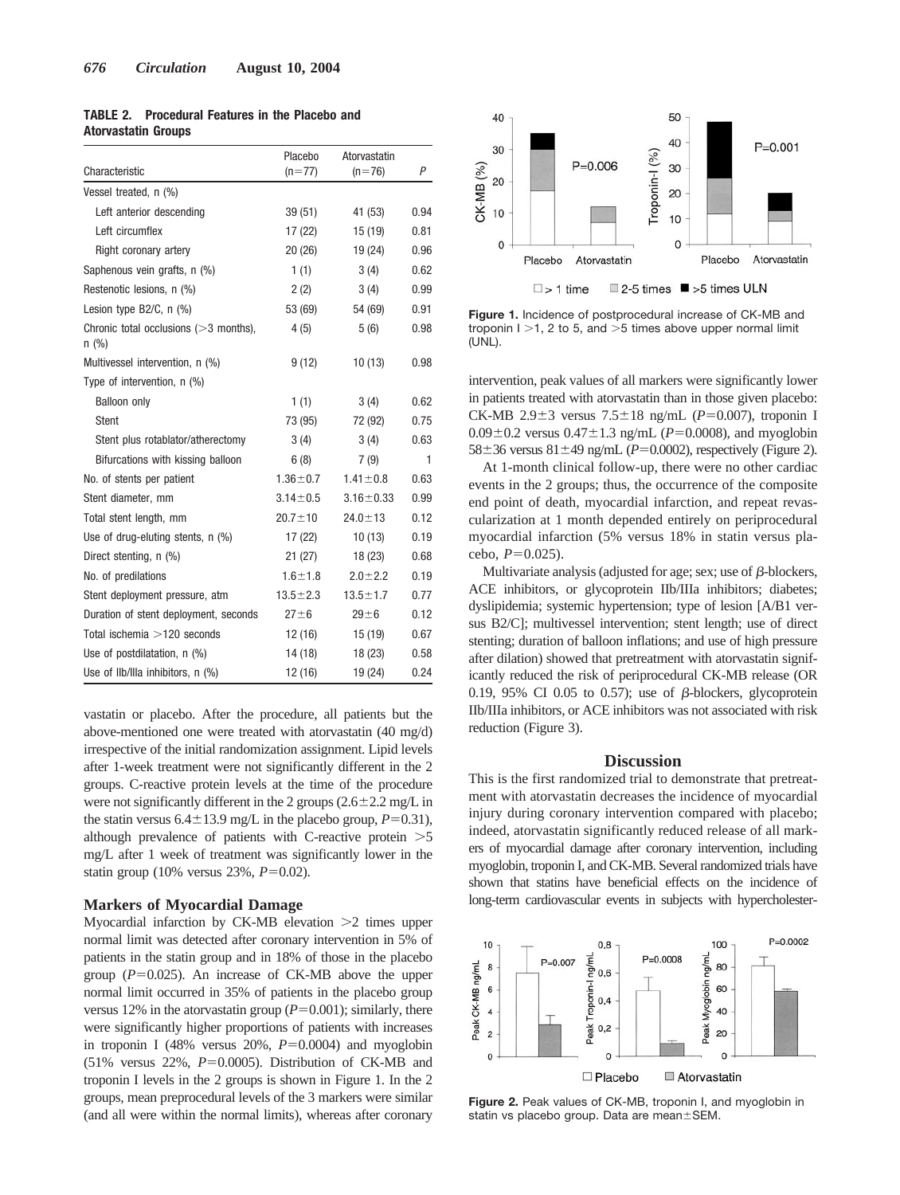**TABLE 2. Procedural Features in the Placebo and Atorvastatin Groups**

| Characteristic | Placebo (n=77) | Atorvastatin (n=76) | P |
|---|---|---|---|
| Vessel treated, n (%) | | | |
| Left anterior descending | 39 (51) | 41 (53) | 0.94 |
| Left circumflex | 17 (22) | 15 (19) | 0.81 |
| Right coronary artery | 20 (26) | 19 (24) | 0.96 |
| Saphenous vein grafts, n (%) | 1 (1) | 3 (4) | 0.62 |
| Restenotic lesions, n (%) | 2 (2) | 3 (4) | 0.99 |
| Lesion type B2/C, n (%) | 53 (69) | 54 (69) | 0.91 |
| Chronic total occlusions (>3 months), n (%) | 4 (5) | 5 (6) | 0.98 |
| Multivessel intervention, n (%) | 9 (12) | 10 (13) | 0.98 |
| Type of intervention, n (%) | | | |
| Balloon only | 1 (1) | 3 (4) | 0.62 |
| Stent | 73 (95) | 72 (92) | 0.75 |
| Stent plus rotablator/atherectomy | 3 (4) | 3 (4) | 0.63 |
| Bifurcations with kissing balloon | 6 (8) | 7 (9) | 1 |
| No. of stents per patient | 1.36±0.7 | 1.41±0.8 | 0.63 |
| Stent diameter, mm | 3.14±0.5 | 3.16±0.33 | 0.99 |
| Total stent length, mm | 20.7±10 | 24.0±13 | 0.12 |
| Use of drug-eluting stents, n (%) | 17 (22) | 10 (13) | 0.19 |
| Direct stenting, n (%) | 21 (27) | 18 (23) | 0.68 |
| No. of predilations | 1.6±1.8 | 2.0±2.2 | 0.19 |
| Stent deployment pressure, atm | 13.5±2.3 | 13.5±1.7 | 0.77 |
| Duration of stent deployment, seconds | 27±6 | 29±6 | 0.12 |
| Total ischemia >120 seconds | 12 (16) | 15 (19) | 0.67 |
| Use of postdilatation, n (%) | 14 (18) | 18 (23) | 0.58 |
| Use of IIb/IIIa inhibitors, n (%) | 12 (16) | 19 (24) | 0.24 |

vastatin or placebo. After the procedure, all patients but the above-mentioned one were treated with atorvastatin (40 mg/d) irrespective of the initial randomization assignment. Lipid levels after 1-week treatment were not significantly different in the 2 groups. C-reactive protein levels at the time of the procedure were not significantly different in the 2 groups (2.6±2.2 mg/L in the statin versus 6.4±13.9 mg/L in the placebo group, $P$=0.31), although prevalence of patients with C-reactive protein >5 mg/L after 1 week of treatment was significantly lower in the statin group (10% versus 23%, $P$=0.02).

### Markers of Myocardial Damage

Myocardial infarction by CK-MB elevation >2 times upper normal limit was detected after coronary intervention in 5% of patients in the statin group and in 18% of those in the placebo group ($P$=0.025). An increase of CK-MB above the upper normal limit occurred in 35% of patients in the placebo group versus 12% in the atorvastatin group ($P$=0.001); similarly, there were significantly higher proportions of patients with increases in troponin I (48% versus 20%, $P$=0.0004) and myoglobin (51% versus 22%, $P$=0.0005). Distribution of CK-MB and troponin I levels in the 2 groups is shown in Figure 1. In the 2 groups, mean preprocedural levels of the 3 markers were similar (and all were within the normal limits), whereas after coronary intervention, peak values of all markers were significantly lower in patients treated with atorvastatin than in those given placebo: CK-MB 2.9±3 versus 7.5±18 ng/mL ($P$=0.007), troponin I 0.09±0.2 versus 0.47±1.3 ng/mL ($P$=0.0008), and myoglobin 58±36 versus 81±49 ng/mL ($P$=0.0002), respectively (Figure 2).

At 1-month clinical follow-up, there were no other cardiac events in the 2 groups; thus, the occurrence of the composite end point of death, myocardial infarction, and repeat revascularization at 1 month depended entirely on periprocedural myocardial infarction (5% versus 18% in statin versus placebo, $P$=0.025).

Multivariate analysis (adjusted for age; sex; use of $\beta$-blockers, ACE inhibitors, or glycoprotein IIb/IIIa inhibitors; diabetes; dyslipidemia; systemic hypertension; type of lesion [A/B1 versus B2/C]; multivessel intervention; stent length; use of direct stenting; duration of balloon inflations; and use of high pressure after dilation) showed that pretreatment with atorvastatin significantly reduced the risk of periprocedural CK-MB release (OR 0.19, 95% CI 0.05 to 0.57); use of $\beta$-blockers, glycoprotein IIb/IIIa inhibitors, or ACE inhibitors was not associated with risk reduction (Figure 3).

**Figure 1.** Incidence of postprocedural increase of CK-MB and troponin I >1, 2 to 5, and >5 times above upper normal limit (UNL).

## Discussion

This is the first randomized trial to demonstrate that pretreatment with atorvastatin decreases the incidence of myocardial injury during coronary intervention compared with placebo; indeed, atorvastatin significantly reduced release of all markers of myocardial damage after coronary intervention, including myoglobin, troponin I, and CK-MB. Several randomized trials have shown that statins have beneficial effects on the incidence of long-term cardiovascular events in subjects with hypercholester-

**Figure 2.** Peak values of CK-MB, troponin I, and myoglobin in statin vs placebo group. Data are mean±SEM.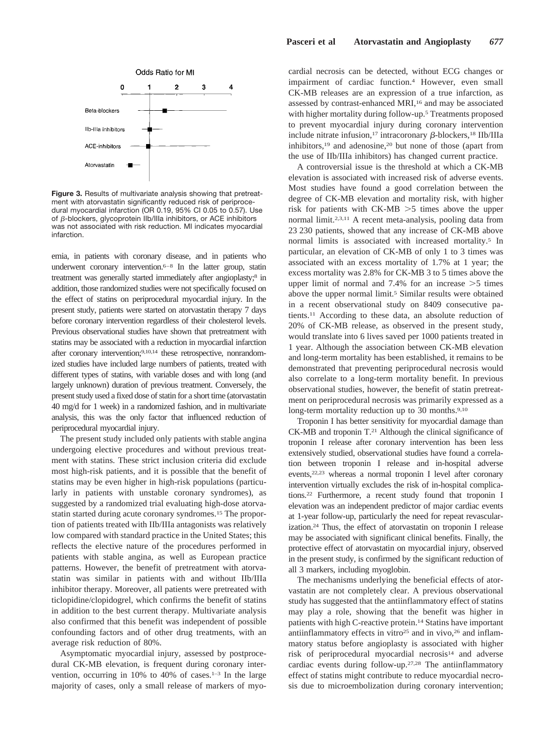Odds Ratio for MI

| | 0 | 1 | 2 | 3 | 4 |
|---|---|---|---|---|---|
| Beta-blockers | | | | | |
| IIb-IIIa inhibitors | | | | | |
| ACE-inhibitors | | | | | |
| Atorvastatin | | | | | |

**Figure 3.** Results of multivariate analysis showing that pretreatment with atorvastatin significantly reduced risk of periprocedural myocardial infarction (OR 0.19, 95% CI 0.05 to 0.57). Use of β-blockers, glycoprotein IIb/IIIa inhibitors, or ACE inhibitors was not associated with risk reduction. MI indicates myocardial infarction.

emia, in patients with coronary disease, and in patients who underwent coronary intervention.[6–8] In the latter group, statin treatment was generally started immediately after angioplasty;[8] in addition, those randomized studies were not specifically focused on the effect of statins on periprocedural myocardial injury. In the present study, patients were started on atorvastatin therapy 7 days before coronary intervention regardless of their cholesterol levels. Previous observational studies have shown that pretreatment with statins may be associated with a reduction in myocardial infarction after coronary intervention;[9,10,14] these retrospective, nonrandomized studies have included large numbers of patients, treated with different types of statins, with variable doses and with long (and largely unknown) duration of previous treatment. Conversely, the present study used a fixed dose of statin for a short time (atorvastatin 40 mg/d for 1 week) in a randomized fashion, and in multivariate analysis, this was the only factor that influenced reduction of periprocedural myocardial injury.

The present study included only patients with stable angina undergoing elective procedures and without previous treatment with statins. These strict inclusion criteria did exclude most high-risk patients, and it is possible that the benefit of statins may be even higher in high-risk populations (particularly in patients with unstable coronary syndromes), as suggested by a randomized trial evaluating high-dose atorvastatin started during acute coronary syndromes.[15] The proportion of patients treated with IIb/IIIa antagonists was relatively low compared with standard practice in the United States; this reflects the elective nature of the procedures performed in patients with stable angina, as well as European practice patterns. However, the benefit of pretreatment with atorvastatin was similar in patients with and without IIb/IIIa inhibitor therapy. Moreover, all patients were pretreated with ticlopidine/clopidogrel, which confirms the benefit of statins in addition to the best current therapy. Multivariate analysis also confirmed that this benefit was independent of possible confounding factors and of other drug treatments, with an average risk reduction of 80%.

Asymptomatic myocardial injury, assessed by postprocedural CK-MB elevation, is frequent during coronary intervention, occurring in 10% to 40% of cases.[1–3] In the large majority of cases, only a small release of markers of myocardial necrosis can be detected, without ECG changes or impairment of cardiac function.[4] However, even small CK-MB releases are an expression of a true infarction, as assessed by contrast-enhanced MRI,[16] and may be associated with higher mortality during follow-up.[5] Treatments proposed to prevent myocardial injury during coronary intervention include nitrate infusion,[17] intracoronary β-blockers,[18] IIb/IIIa inhibitors,[19] and adenosine,[20] but none of those (apart from the use of IIb/IIIa inhibitors) has changed current practice.

A controversial issue is the threshold at which a CK-MB elevation is associated with increased risk of adverse events. Most studies have found a good correlation between the degree of CK-MB elevation and mortality risk, with higher risk for patients with CK-MB >5 times above the upper normal limit.[2,3,11] A recent meta-analysis, pooling data from 23 230 patients, showed that any increase of CK-MB above normal limits is associated with increased mortality.[5] In particular, an elevation of CK-MB of only 1 to 3 times was associated with an excess mortality of 1.7% at 1 year; the excess mortality was 2.8% for CK-MB 3 to 5 times above the upper limit of normal and 7.4% for an increase >5 times above the upper normal limit.[5] Similar results were obtained in a recent observational study on 8409 consecutive patients.[11] According to these data, an absolute reduction of 20% of CK-MB release, as observed in the present study, would translate into 6 lives saved per 1000 patients treated in 1 year. Although the association between CK-MB elevation and long-term mortality has been established, it remains to be demonstrated that preventing periprocedural necrosis would also correlate to a long-term mortality benefit. In previous observational studies, however, the benefit of statin pretreatment on periprocedural necrosis was primarily expressed as a long-term mortality reduction up to 30 months.[9,10]

Troponin I has better sensitivity for myocardial damage than CK-MB and troponin T.[21] Although the clinical significance of troponin I release after coronary intervention has been less extensively studied, observational studies have found a correlation between troponin I release and in-hospital adverse events,[22,23] whereas a normal troponin I level after coronary intervention virtually excludes the risk of in-hospital complications.[22] Furthermore, a recent study found that troponin I elevation was an independent predictor of major cardiac events at 1-year follow-up, particularly the need for repeat revascularization.[24] Thus, the effect of atorvastatin on troponin I release may be associated with significant clinical benefits. Finally, the protective effect of atorvastatin on myocardial injury, observed in the present study, is confirmed by the significant reduction of all 3 markers, including myoglobin.

The mechanisms underlying the beneficial effects of atorvastatin are not completely clear. A previous observational study has suggested that the antiinflammatory effect of statins may play a role, showing that the benefit was higher in patients with high C-reactive protein.[14] Statins have important antiinflammatory effects in vitro[25] and in vivo,[26] and inflammatory status before angioplasty is associated with higher risk of periprocedural myocardial necrosis[14] and adverse cardiac events during follow-up.[27,28] The antiinflammatory effect of statins might contribute to reduce myocardial necrosis due to microembolization during coronary intervention;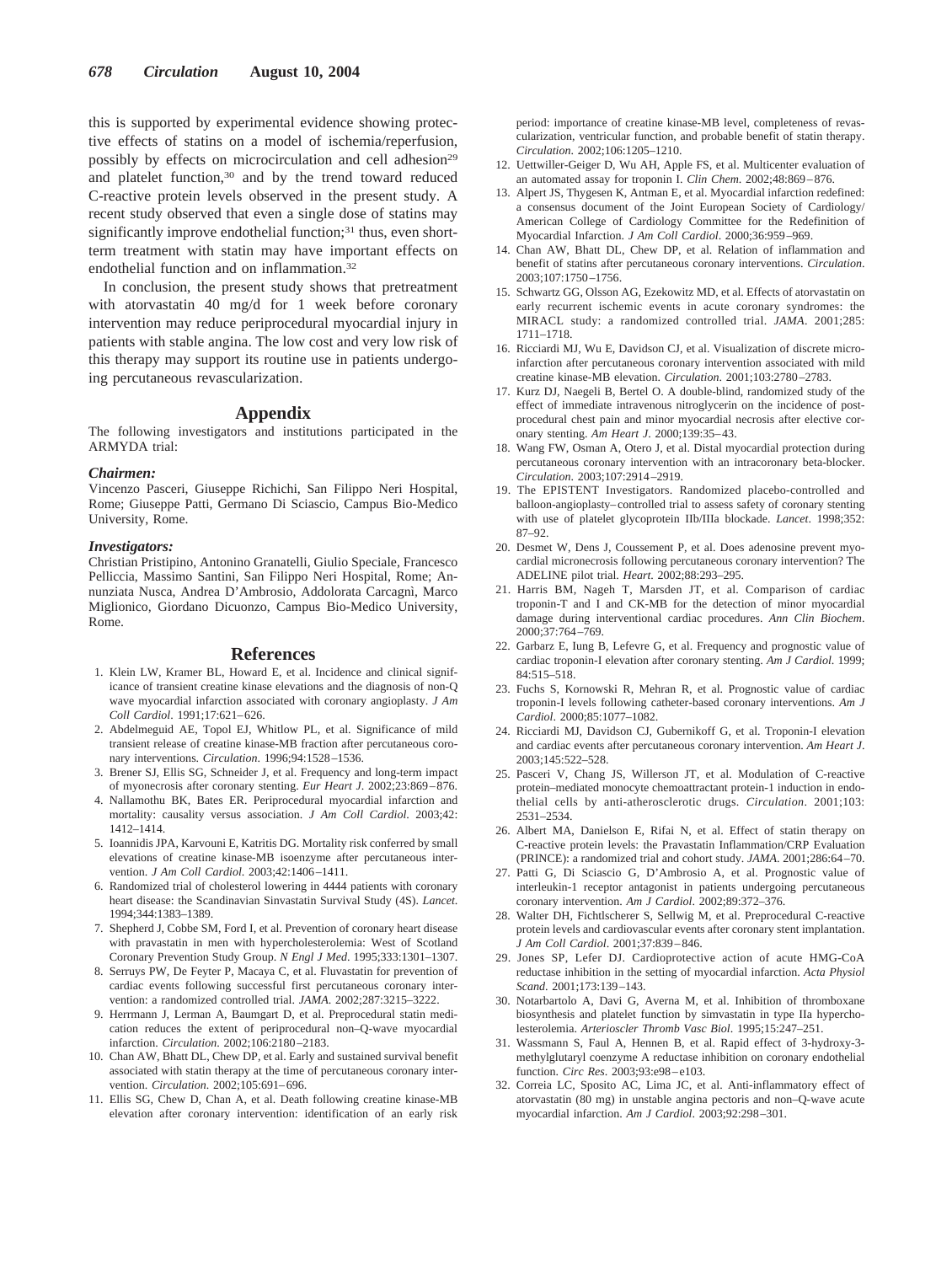this is supported by experimental evidence showing protective effects of statins on a model of ischemia/reperfusion, possibly by effects on microcirculation and cell adhesion[29] and platelet function,[30] and by the trend toward reduced C-reactive protein levels observed in the present study. A recent study observed that even a single dose of statins may significantly improve endothelial function;[31] thus, even short-term treatment with statin may have important effects on endothelial function and on inflammation.[32]

In conclusion, the present study shows that pretreatment with atorvastatin 40 mg/d for 1 week before coronary intervention may reduce periprocedural myocardial injury in patients with stable angina. The low cost and very low risk of this therapy may support its routine use in patients undergoing percutaneous revascularization.

## Appendix

The following investigators and institutions participated in the ARMYDA trial:

### *Chairmen:*

Vincenzo Pasceri, Giuseppe Richichi, San Filippo Neri Hospital, Rome; Giuseppe Patti, Germano Di Sciascio, Campus Bio-Medico University, Rome.

### *Investigators:*

Christian Pristipino, Antonino Granatelli, Giulio Speciale, Francesco Pelliccia, Massimo Santini, San Filippo Neri Hospital, Rome; Annunziata Nusca, Andrea D'Ambrosio, Addolorata Carcagnì, Marco Miglionico, Giordano Dicuonzo, Campus Bio-Medico University, Rome.

## References

1. Klein LW, Kramer BL, Howard E, et al. Incidence and clinical significance of transient creatine kinase elevations and the diagnosis of non-Q wave myocardial infarction associated with coronary angioplasty. *J Am Coll Cardiol*. 1991;17:621–626.
2. Abdelmeguid AE, Topol EJ, Whitlow PL, et al. Significance of mild transient release of creatine kinase-MB fraction after percutaneous coronary interventions. *Circulation*. 1996;94:1528–1536.
3. Brener SJ, Ellis SG, Schneider J, et al. Frequency and long-term impact of myonecrosis after coronary stenting. *Eur Heart J*. 2002;23:869–876.
4. Nallamothu BK, Bates ER. Periprocedural myocardial infarction and mortality: causality versus association. *J Am Coll Cardiol*. 2003;42: 1412–1414.
5. Ioannidis JPA, Karvouni E, Katritis DG. Mortality risk conferred by small elevations of creatine kinase-MB isoenzyme after percutaneous intervention. *J Am Coll Cardiol*. 2003;42:1406–1411.
6. Randomized trial of cholesterol lowering in 4444 patients with coronary heart disease: the Scandinavian Sinvastatin Survival Study (4S). *Lancet*. 1994;344:1383–1389.
7. Shepherd J, Cobbe SM, Ford I, et al. Prevention of coronary heart disease with pravastatin in men with hypercholesterolemia: West of Scotland Coronary Prevention Study Group. *N Engl J Med*. 1995;333:1301–1307.
8. Serruys PW, De Feyter P, Macaya C, et al. Fluvastatin for prevention of cardiac events following successful first percutaneous coronary intervention: a randomized controlled trial. *JAMA*. 2002;287:3215–3222.
9. Herrmann J, Lerman A, Baumgart D, et al. Preprocedural statin medication reduces the extent of periprocedural non–Q-wave myocardial infarction. *Circulation*. 2002;106:2180–2183.
10. Chan AW, Bhatt DL, Chew DP, et al. Early and sustained survival benefit associated with statin therapy at the time of percutaneous coronary intervention. *Circulation*. 2002;105:691–696.
11. Ellis SG, Chew D, Chan A, et al. Death following creatine kinase-MB elevation after coronary intervention: identification of an early risk period: importance of creatine kinase-MB level, completeness of revascularization, ventricular function, and probable benefit of statin therapy. *Circulation*. 2002;106:1205–1210.
12. Uettwiller-Geiger D, Wu AH, Apple FS, et al. Multicenter evaluation of an automated assay for troponin I. *Clin Chem*. 2002;48:869–876.
13. Alpert JS, Thygesen K, Antman E, et al. Myocardial infarction redefined: a consensus document of the Joint European Society of Cardiology/American College of Cardiology Committee for the Redefinition of Myocardial Infarction. *J Am Coll Cardiol*. 2000;36:959–969.
14. Chan AW, Bhatt DL, Chew DP, et al. Relation of inflammation and benefit of statins after percutaneous coronary interventions. *Circulation*. 2003;107:1750–1756.
15. Schwartz GG, Olsson AG, Ezekowitz MD, et al. Effects of atorvastatin on early recurrent ischemic events in acute coronary syndromes: the MIRACL study: a randomized controlled trial. *JAMA*. 2001;285: 1711–1718.
16. Ricciardi MJ, Wu E, Davidson CJ, et al. Visualization of discrete microinfarction after percutaneous coronary intervention associated with mild creatine kinase-MB elevation. *Circulation*. 2001;103:2780–2783.
17. Kurz DJ, Naegeli B, Bertel O. A double-blind, randomized study of the effect of immediate intravenous nitroglycerin on the incidence of postprocedural chest pain and minor myocardial necrosis after elective coronary stenting. *Am Heart J*. 2000;139:35–43.
18. Wang FW, Osman A, Otero J, et al. Distal myocardial protection during percutaneous coronary intervention with an intracoronary beta-blocker. *Circulation*. 2003;107:2914–2919.
19. The EPISTENT Investigators. Randomized placebo-controlled and balloon-angioplasty–controlled trial to assess safety of coronary stenting with use of platelet glycoprotein IIb/IIIa blockade. *Lancet*. 1998;352: 87–92.
20. Desmet W, Dens J, Coussement P, et al. Does adenosine prevent myocardial micronecrosis following percutaneous coronary intervention? The ADELINE pilot trial. *Heart*. 2002;88:293–295.
21. Harris BM, Nageh T, Marsden JT, et al. Comparison of cardiac troponin-T and I and CK-MB for the detection of minor myocardial damage during interventional cardiac procedures. *Ann Clin Biochem*. 2000;37:764–769.
22. Garbarz E, Iung B, Lefevre G, et al. Frequency and prognostic value of cardiac troponin-I elevation after coronary stenting. *Am J Cardiol*. 1999; 84:515–518.
23. Fuchs S, Kornowski R, Mehran R, et al. Prognostic value of cardiac troponin-I levels following catheter-based coronary interventions. *Am J Cardiol*. 2000;85:1077–1082.
24. Ricciardi MJ, Davidson CJ, Gubernikoff G, et al. Troponin-I elevation and cardiac events after percutaneous coronary intervention. *Am Heart J*. 2003;145:522–528.
25. Pasceri V, Chang JS, Willerson JT, et al. Modulation of C-reactive protein–mediated monocyte chemoattractant protein-1 induction in endothelial cells by anti-atherosclerotic drugs. *Circulation*. 2001;103: 2531–2534.
26. Albert MA, Danielson E, Rifai N, et al. Effect of statin therapy on C-reactive protein levels: the Pravastatin Inflammation/CRP Evaluation (PRINCE): a randomized trial and cohort study. *JAMA*. 2001;286:64–70.
27. Patti G, Di Sciascio G, D'Ambrosio A, et al. Prognostic value of interleukin-1 receptor antagonist in patients undergoing percutaneous coronary intervention. *Am J Cardiol*. 2002;89:372–376.
28. Walter DH, Fichtlscherer S, Sellwig M, et al. Preprocedural C-reactive protein levels and cardiovascular events after coronary stent implantation. *J Am Coll Cardiol*. 2001;37:839–846.
29. Jones SP, Lefer DJ. Cardioprotective action of acute HMG-CoA reductase inhibition in the setting of myocardial infarction. *Acta Physiol Scand*. 2001;173:139–143.
30. Notarbartolo A, Davi G, Averna M, et al. Inhibition of thromboxane biosynthesis and platelet function by simvastatin in type IIa hypercholesterolemia. *Arterioscler Thromb Vasc Biol*. 1995;15:247–251.
31. Wassmann S, Faul A, Hennen B, et al. Rapid effect of 3-hydroxy-3-methylglutaryl coenzyme A reductase inhibition on coronary endothelial function. *Circ Res*. 2003;93:e98–e103.
32. Correia LC, Sposito AC, Lima JC, et al. Anti-inflammatory effect of atorvastatin (80 mg) in unstable angina pectoris and non–Q-wave acute myocardial infarction. *Am J Cardiol*. 2003;92:298–301.